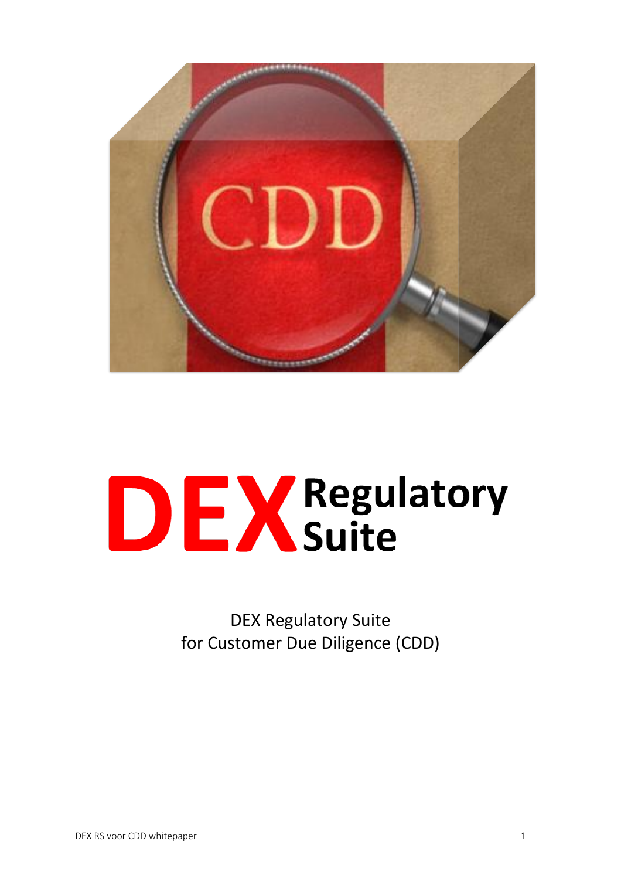# DEX Regulatory Suite

DEX Regulatory Suite
for Customer Due Diligence (CDD)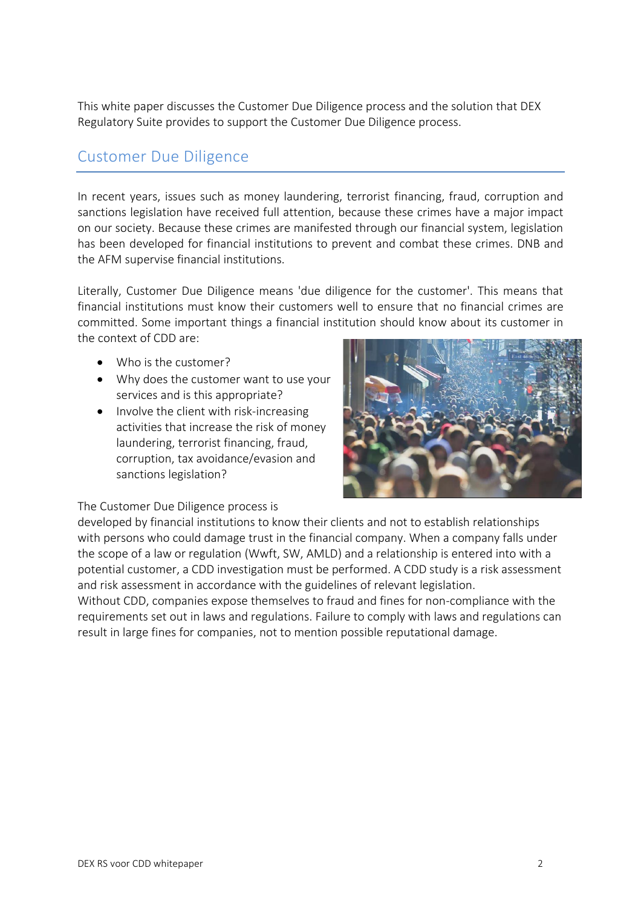This white paper discusses the Customer Due Diligence process and the solution that DEX Regulatory Suite provides to support the Customer Due Diligence process.

## Customer Due Diligence

In recent years, issues such as money laundering, terrorist financing, fraud, corruption and sanctions legislation have received full attention, because these crimes have a major impact on our society. Because these crimes are manifested through our financial system, legislation has been developed for financial institutions to prevent and combat these crimes. DNB and the AFM supervise financial institutions.

Literally, Customer Due Diligence means 'due diligence for the customer'. This means that financial institutions must know their customers well to ensure that no financial crimes are committed. Some important things a financial institution should know about its customer in the context of CDD are:

- Who is the customer?
- Why does the customer want to use your services and is this appropriate?
- Involve the client with risk-increasing activities that increase the risk of money laundering, terrorist financing, fraud, corruption, tax avoidance/evasion and sanctions legislation?

The Customer Due Diligence process is developed by financial institutions to know their clients and not to establish relationships with persons who could damage trust in the financial company. When a company falls under the scope of a law or regulation (Wwft, SW, AMLD) and a relationship is entered into with a potential customer, a CDD investigation must be performed. A CDD study is a risk assessment and risk assessment in accordance with the guidelines of relevant legislation.
Without CDD, companies expose themselves to fraud and fines for non-compliance with the requirements set out in laws and regulations. Failure to comply with laws and regulations can result in large fines for companies, not to mention possible reputational damage.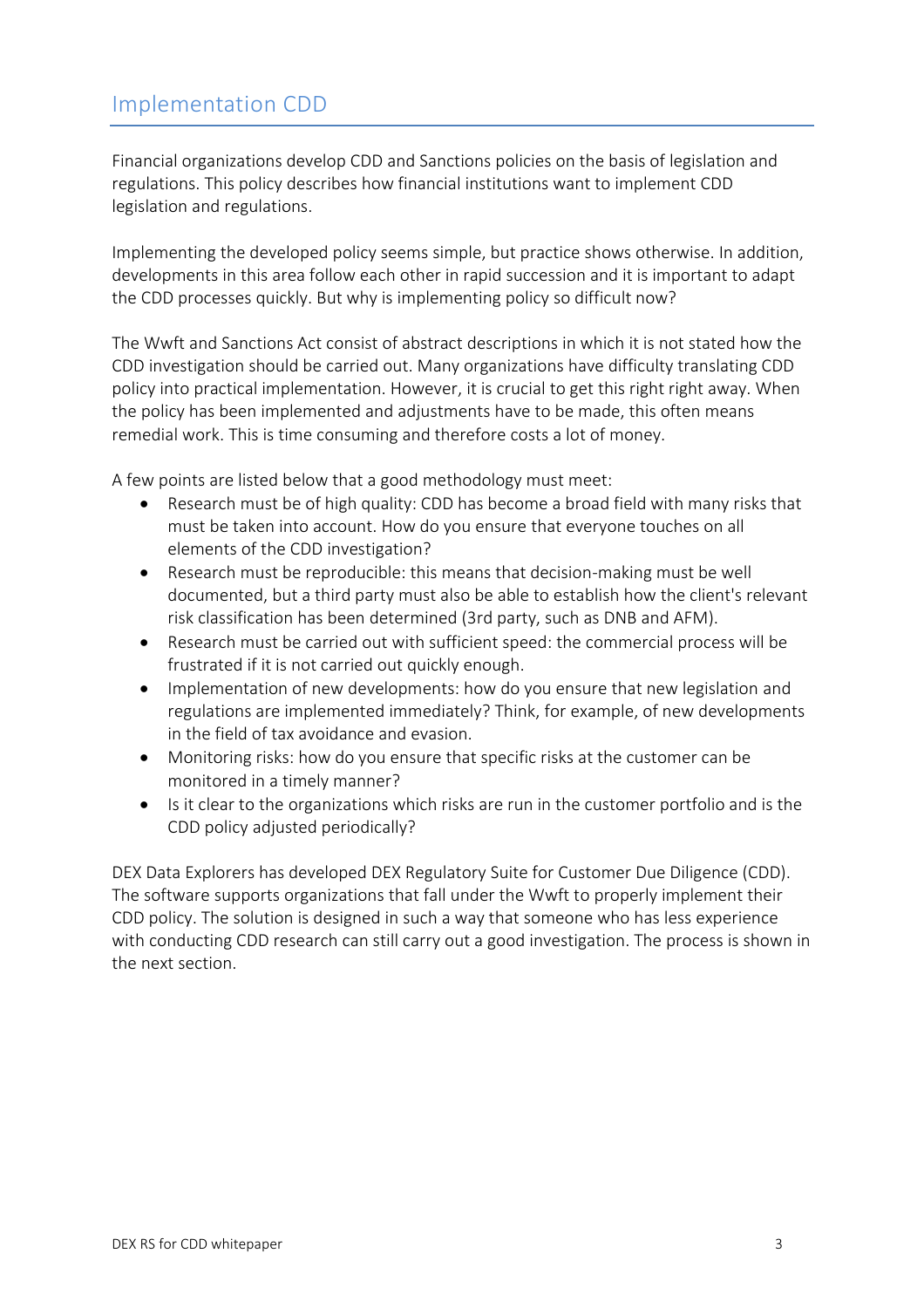## Implementation CDD

Financial organizations develop CDD and Sanctions policies on the basis of legislation and regulations. This policy describes how financial institutions want to implement CDD legislation and regulations.

Implementing the developed policy seems simple, but practice shows otherwise. In addition, developments in this area follow each other in rapid succession and it is important to adapt the CDD processes quickly. But why is implementing policy so difficult now?

The Wwft and Sanctions Act consist of abstract descriptions in which it is not stated how the CDD investigation should be carried out. Many organizations have difficulty translating CDD policy into practical implementation. However, it is crucial to get this right right away. When the policy has been implemented and adjustments have to be made, this often means remedial work. This is time consuming and therefore costs a lot of money.

A few points are listed below that a good methodology must meet:

- Research must be of high quality: CDD has become a broad field with many risks that must be taken into account. How do you ensure that everyone touches on all elements of the CDD investigation?
- Research must be reproducible: this means that decision-making must be well documented, but a third party must also be able to establish how the client's relevant risk classification has been determined (3rd party, such as DNB and AFM).
- Research must be carried out with sufficient speed: the commercial process will be frustrated if it is not carried out quickly enough.
- Implementation of new developments: how do you ensure that new legislation and regulations are implemented immediately? Think, for example, of new developments in the field of tax avoidance and evasion.
- Monitoring risks: how do you ensure that specific risks at the customer can be monitored in a timely manner?
- Is it clear to the organizations which risks are run in the customer portfolio and is the CDD policy adjusted periodically?

DEX Data Explorers has developed DEX Regulatory Suite for Customer Due Diligence (CDD). The software supports organizations that fall under the Wwft to properly implement their CDD policy. The solution is designed in such a way that someone who has less experience with conducting CDD research can still carry out a good investigation. The process is shown in the next section.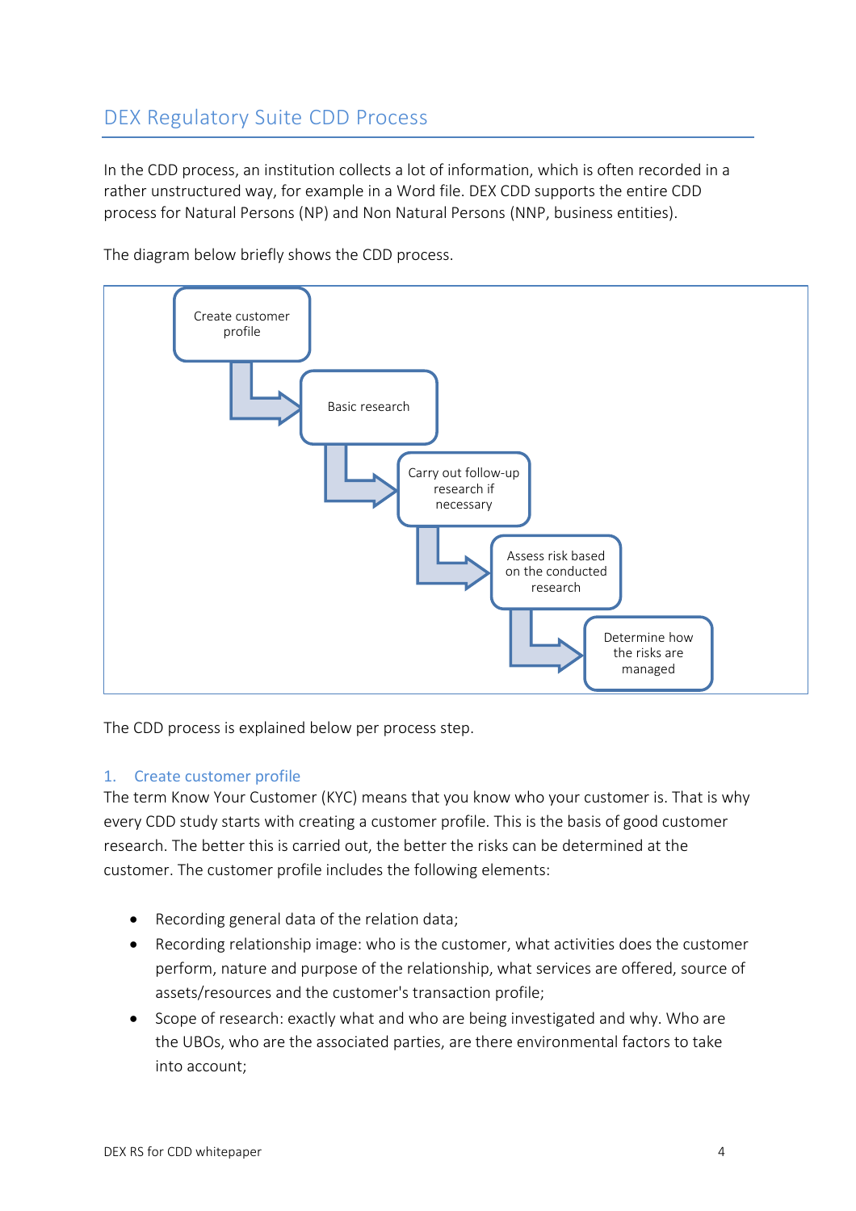## DEX Regulatory Suite CDD Process

In the CDD process, an institution collects a lot of information, which is often recorded in a rather unstructured way, for example in a Word file. DEX CDD supports the entire CDD process for Natural Persons (NP) and Non Natural Persons (NNP, business entities).

The diagram below briefly shows the CDD process.

Create customer profile → Basic research → Carry out follow-up research if necessary → Assess risk based on the conducted research → Determine how the risks are managed

The CDD process is explained below per process step.

### 1. Create customer profile

The term Know Your Customer (KYC) means that you know who your customer is. That is why every CDD study starts with creating a customer profile. This is the basis of good customer research. The better this is carried out, the better the risks can be determined at the customer. The customer profile includes the following elements:

- Recording general data of the relation data;
- Recording relationship image: who is the customer, what activities does the customer perform, nature and purpose of the relationship, what services are offered, source of assets/resources and the customer's transaction profile;
- Scope of research: exactly what and who are being investigated and why. Who are the UBOs, who are the associated parties, are there environmental factors to take into account;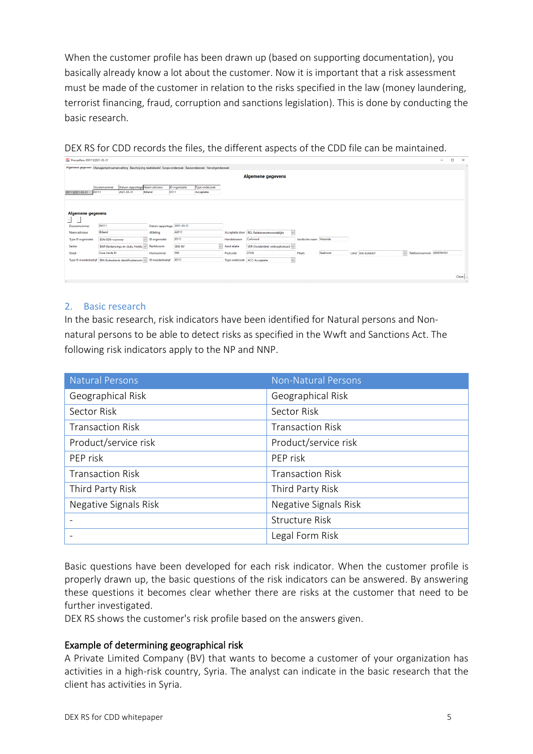When the customer profile has been drawn up (based on supporting documentation), you basically already know a lot about the customer. Now it is important that a risk assessment must be made of the customer in relation to the risks specified in the law (money laundering, terrorist financing, fraud, corruption and sanctions legislation). This is done by conducting the basic research.

DEX RS for CDD records the files, the different aspects of the CDD file can be maintained.

## 2. Basic research

In the basic research, risk indicators have been identified for Natural persons and Non-natural persons to be able to detect risks as specified in the Wwft and Sanctions Act. The following risk indicators apply to the NP and NNP.

| Natural Persons | Non-Natural Persons |
|---|---|
| Geographical Risk | Geographical Risk |
| Sector Risk | Sector Risk |
| Transaction Risk | Transaction Risk |
| Product/service risk | Product/service risk |
| PEP risk | PEP risk |
| Transaction Risk | Transaction Risk |
| Third Party Risk | Third Party Risk |
| Negative Signals Risk | Negative Signals Risk |
| - | Structure Risk |
| - | Legal Form Risk |

Basic questions have been developed for each risk indicator. When the customer profile is properly drawn up, the basic questions of the risk indicators can be answered. By answering these questions it becomes clear whether there are risks at the customer that need to be further investigated.
DEX RS shows the customer's risk profile based on the answers given.

### Example of determining geographical risk

A Private Limited Company (BV) that wants to become a customer of your organization has activities in a high-risk country, Syria. The analyst can indicate in the basic research that the client has activities in Syria.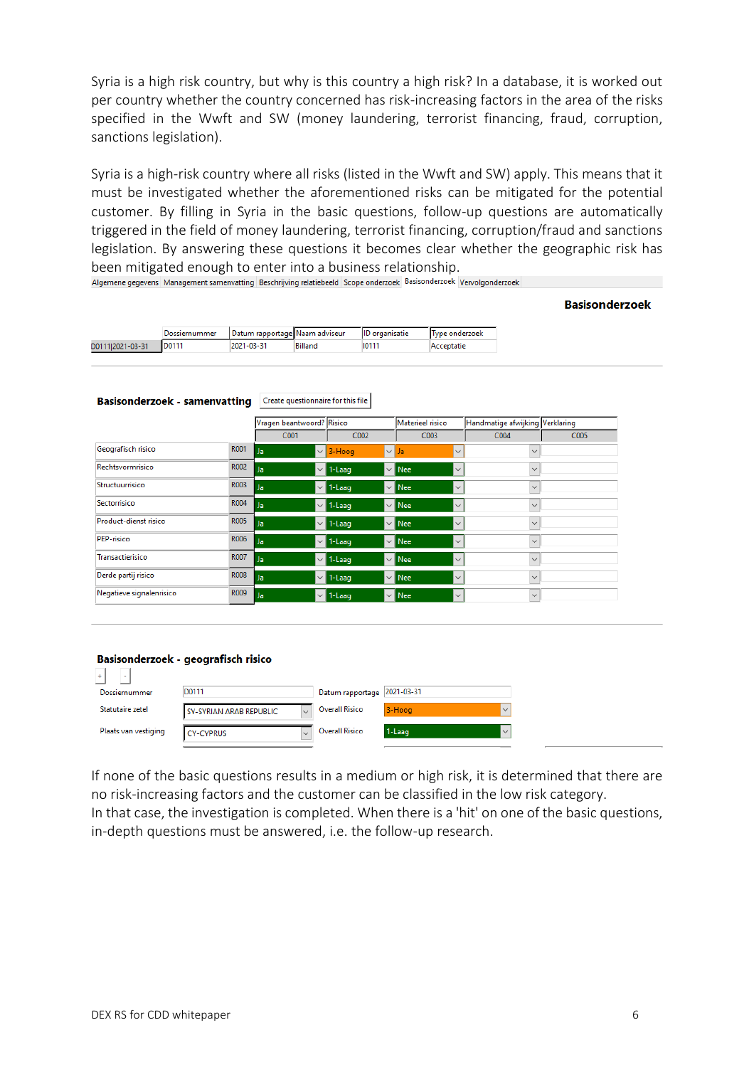Syria is a high risk country, but why is this country a high risk? In a database, it is worked out per country whether the country concerned has risk-increasing factors in the area of the risks specified in the Wwft and SW (money laundering, terrorist financing, fraud, corruption, sanctions legislation).

Syria is a high-risk country where all risks (listed in the Wwft and SW) apply. This means that it must be investigated whether the aforementioned risks can be mitigated for the potential customer. By filling in Syria in the basic questions, follow-up questions are automatically triggered in the field of money laundering, terrorist financing, corruption/fraud and sanctions legislation. By answering these questions it becomes clear whether the geographic risk has been mitigated enough to enter into a business relationship.

Algemene gegevens | Management samenvatting | Beschrijving relatiebeeld | Scope onderzoek | Basisonderzoek | Vervolgonderzoek

**Basisonderzoek**

| | Dossiernummer | Datum rapportage | Naam adviseur | ID organisatie | Type onderzoek |
|---|---|---|---|---|---|
| D0111\|2021-03-31 | D0111 | 2021-03-31 | Billand | I0111 | Acceptatie |

**Basisonderzoek - samenvatting**  Create questionnaire for this file

| | | Vragen beantwoord? | Risico | Materieel risico | Handmatige afwijking | Verklaring |
|---|---|---|---|---|---|---|
| | | C001 | C002 | C003 | C004 | C005 |
| Geografisch risico | R001 | Ja | 3-Hoog | Ja | | |
| Rechtsvormrisico | R002 | Ja | 1-Laag | Nee | | |
| Structuurrisico | R003 | Ja | 1-Laag | Nee | | |
| Sectorrisico | R004 | Ja | 1-Laag | Nee | | |
| Product-dienst risico | R005 | Ja | 1-Laag | Nee | | |
| PEP-risico | R006 | Ja | 1-Laag | Nee | | |
| Transactierisico | R007 | Ja | 1-Laag | Nee | | |
| Derde partij risico | R008 | Ja | 1-Laag | Nee | | |
| Negatieve signalenrisico | R009 | Ja | 1-Laag | Nee | | |

**Basisonderzoek - geografisch risico**

| | | | |
|---|---|---|---|
| Dossiernummer | D0111 | Datum rapportage | 2021-03-31 |
| Statutaire zetel | SY-SYRIAN ARAB REPUBLIC | Overall Risico | 3-Hoog |
| Plaats van vestiging | CY-CYPRUS | Overall Risico | 1-Laag |

If none of the basic questions results in a medium or high risk, it is determined that there are no risk-increasing factors and the customer can be classified in the low risk category.
In that case, the investigation is completed. When there is a 'hit' on one of the basic questions, in-depth questions must be answered, i.e. the follow-up research.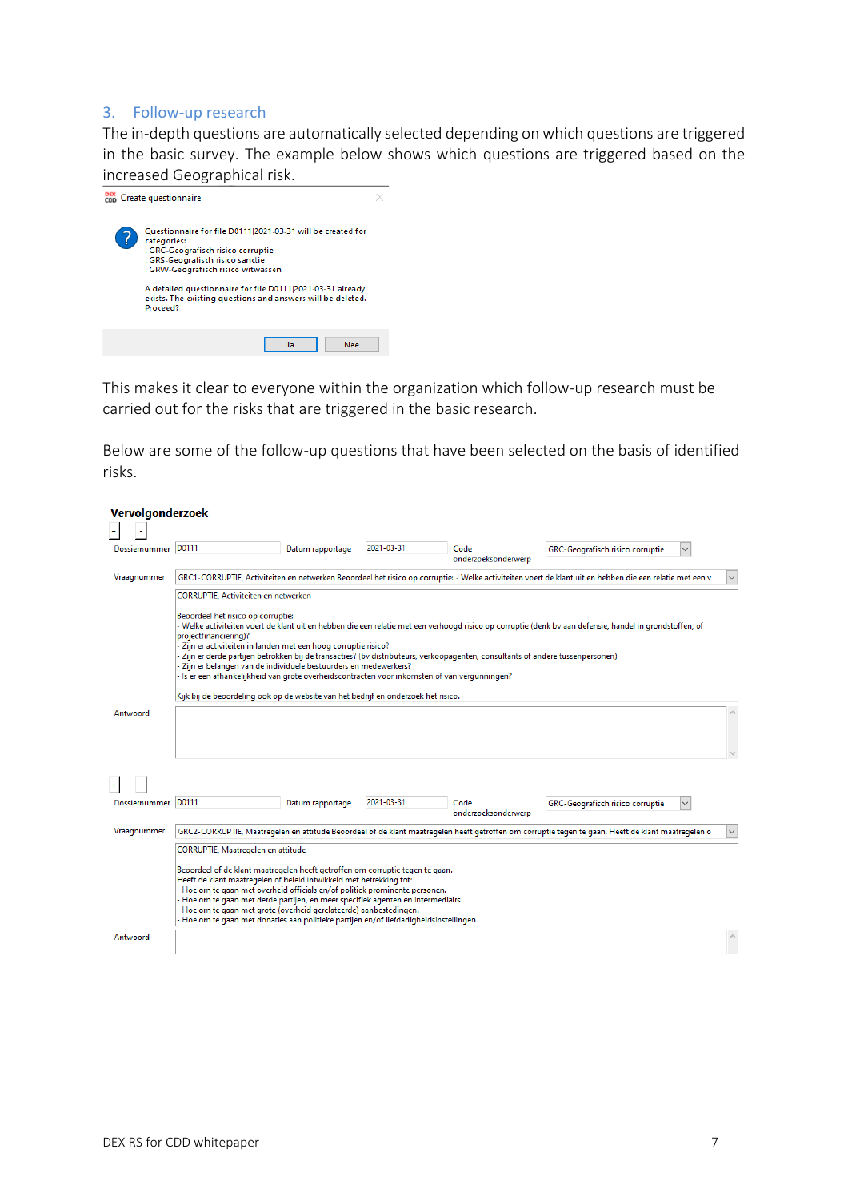## 3. Follow-up research

The in-depth questions are automatically selected depending on which questions are triggered in the basic survey. The example below shows which questions are triggered based on the increased Geographical risk.

Create questionnaire

Questionnaire for file D0111|2021-03-31 will be created for categories:
. GRC-Geografisch risico corruptie
. GRS-Geografisch risico sanctie
. GRW-Geografisch risico witwassen

A detailed questionnaire for file D0111|2021-03-31 already exists. The existing questions and answers will be deleted. Proceed?

Ja | Nee

This makes it clear to everyone within the organization which follow-up research must be carried out for the risks that are triggered in the basic research.

Below are some of the follow-up questions that have been selected on the basis of identified risks.

**Vervolgonderzoek**

Dossiernummer: D0111 | Datum rapportage: 2021-03-31 | Code onderzoeksonderwerp: GRC-Geografisch risico corruptie

Vraagnummer: GRC1-CORRUPTIE, Activiteiten en netwerken Beoordeel het risico op corruptie: - Welke activiteiten voert de klant uit en hebben die een relatie met een v

CORRUPTIE, Activiteiten en netwerken

Beoordeel het risico op corruptie:
- Welke activiteiten voert de klant uit en hebben die een relatie met een verhoogd risico op corruptie (denk bv aan defensie, handel in grondstoffen, of projectfinanciering)?
- Zijn er activiteiten in landen met een hoog corruptie risico?
- Zijn er derde partijen betrokken bij de transecties? (bv distributeurs, verkoopagenten, consultants of andere tussenpersonen)
- Zijn er belangen van de individuele bestuurders en medewerkers?
- Is er een afhankelijkheid van grote overheidscontracten voor inkomsten of van vergunningen?

Kijk bij de beoordeling ook op de website van het bedrijf en onderzoek het risico.

Antwoord

Dossiernummer: D0111 | Datum rapportage: 2021-03-31 | Code onderzoeksonderwerp: GRC-Geografisch risico corruptie

Vraagnummer: GRC2-CORRUPTIE, Maatregelen en attitude Beoordeel of de klant maatregelen heeft getroffen om corruptie tegen te gaan. Heeft de klant maatregelen o

CORRUPTIE, Maatregelen en attitude

Beoordeel of de klant maatregelen heeft getroffen om corruptie tegen te gaan.
Heeft de klant maatregelen of beleid intwikkeld met betrekking tot:
- Hoe om te gaan met overheid officials en/of politiek prominente personen.
- Hoe om te gaan met derde partijen, en meer specifiek agenten en intermediairs.
- Hoe om te gaan met grote (overheid gerelateerde) aanbestedingen.
- Hoe om te gaan met donaties aan politieke partijen en/of liefdadigheidsinstellingen.

Antwoord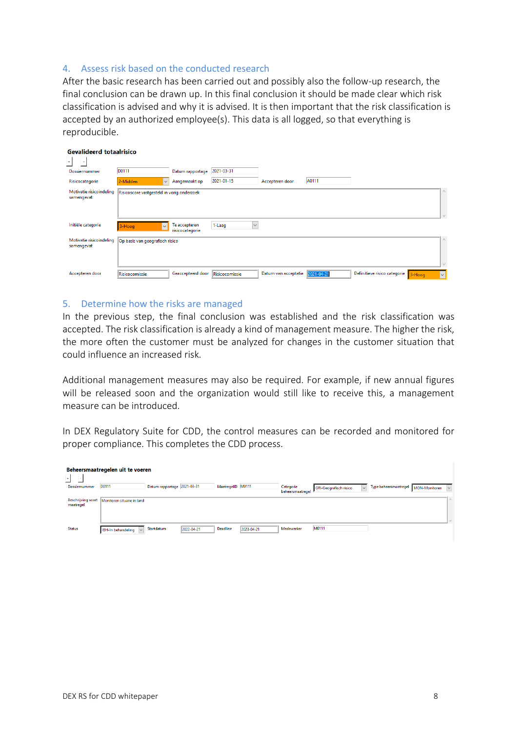## 4. Assess risk based on the conducted research

After the basic research has been carried out and possibly also the follow-up research, the final conclusion can be drawn up. In this final conclusion it should be made clear which risk classification is advised and why it is advised. It is then important that the risk classification is accepted by an authorized employee(s). This data is all logged, so that everything is reproducible.

**Gevalideerd totaalrisico**

| | | | | | | | |
|---|---|---|---|---|---|---|---|
| Dossiernummer | D0111 | Datum rapportage | 2021-03-31 | | | | |
| Risicocategorie | 2-Midden | Aangemaakt op | 2021-01-15 | Accepteren door | A0111 | | |
| Motivatie risicoindeling samengevat | Risicoscore vastgesteld in vorig onderzoek | | | | | | |
| Initiële categorie | 3-Hoog | Te accepteren risicocategorie | 1-Laag | | | | |
| Motivatie risicoindeling samengevat | Op basis van geografisch risico | | | | | | |
| Accepteren door | Risicocomissie | Geaccepteerd door | Risicocomissie | Datum van acceptatie | 2021-04-21 | Definitieve risico categorie | 3-Hoog |

## 5. Determine how the risks are managed

In the previous step, the final conclusion was established and the risk classification was accepted. The risk classification is already a kind of management measure. The higher the risk, the more often the customer must be analyzed for changes in the customer situation that could influence an increased risk.

Additional management measures may also be required. For example, if new annual figures will be released soon and the organization would still like to receive this, a management measure can be introduced.

In DEX Regulatory Suite for CDD, the control measures can be recorded and monitored for proper compliance. This completes the CDD process.

**Beheersmaatregelen uit te voeren**

| | | | | | | | | | |
|---|---|---|---|---|---|---|---|---|---|
| Dossiernummer | D0111 | Datum rapportage | 2021-03-31 | MaatregelID | M0111 | Categorie beheersmaatregel | GRI-Geografisch risico | Type beheersmaatregel | MON-Monitoren |
| Beschrijving soort maatregel | Monitoren situatie in land | | | | | | | | |
| Status | IBH-In behandeling | Startdatum | 2022-04-21 | Deadline | 2023-04-21 | Medewerker | M0111 | | |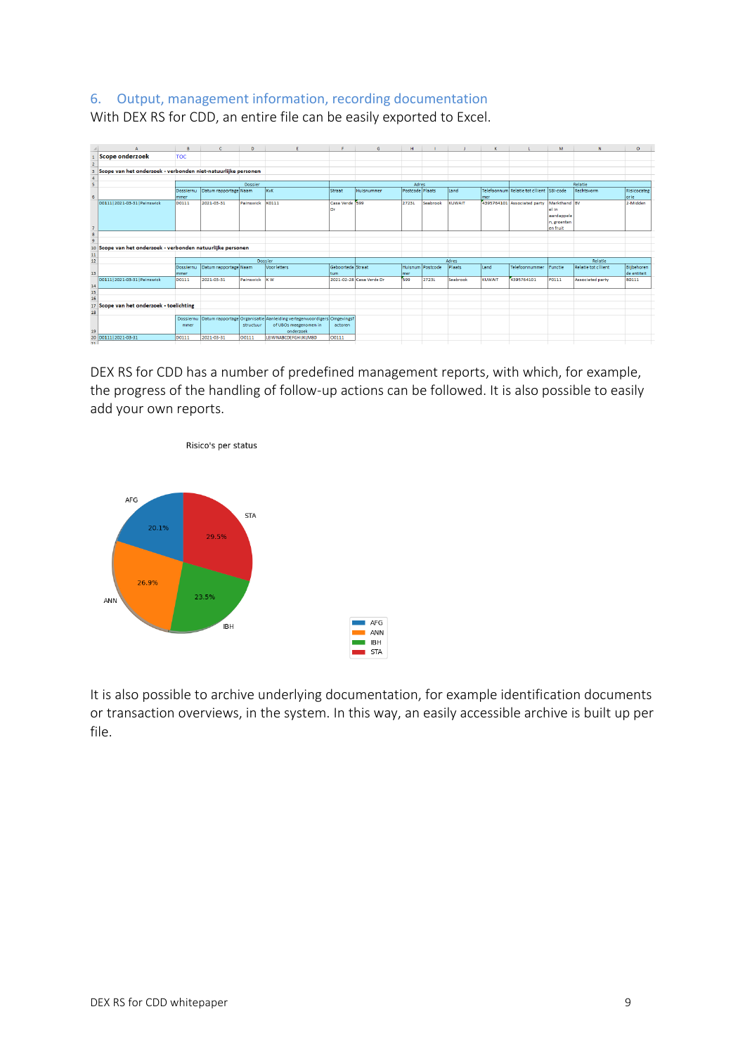## 6. Output, management information, recording documentation

With DEX RS for CDD, an entire file can be easily exported to Excel.

DEX RS for CDD has a number of predefined management reports, with which, for example, the progress of the handling of follow-up actions can be followed. It is also possible to easily add your own reports.

It is also possible to archive underlying documentation, for example identification documents or transaction overviews, in the system. In this way, an easily accessible archive is built up per file.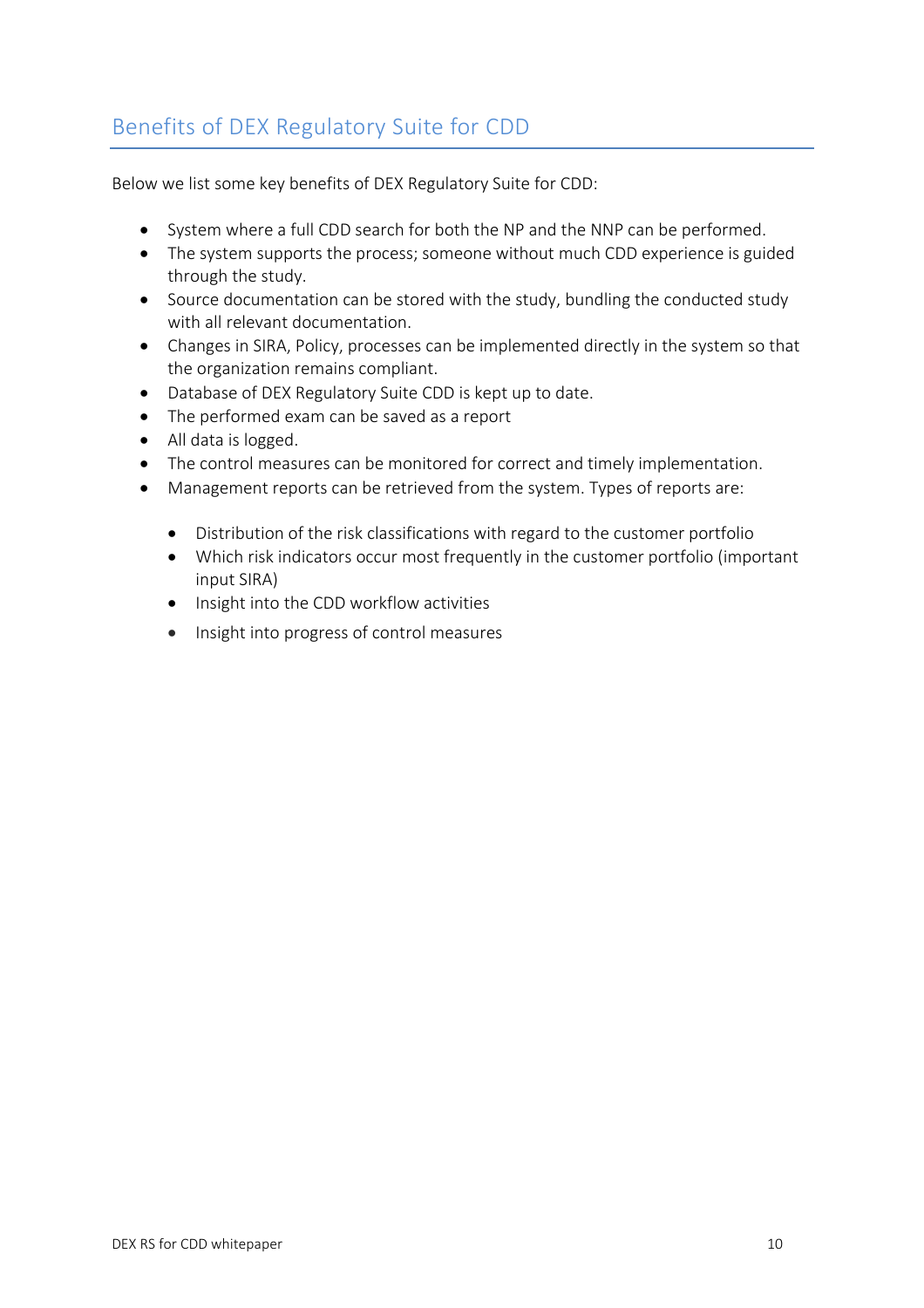## Benefits of DEX Regulatory Suite for CDD

Below we list some key benefits of DEX Regulatory Suite for CDD:

- System where a full CDD search for both the NP and the NNP can be performed.
- The system supports the process; someone without much CDD experience is guided through the study.
- Source documentation can be stored with the study, bundling the conducted study with all relevant documentation.
- Changes in SIRA, Policy, processes can be implemented directly in the system so that the organization remains compliant.
- Database of DEX Regulatory Suite CDD is kept up to date.
- The performed exam can be saved as a report
- All data is logged.
- The control measures can be monitored for correct and timely implementation.
- Management reports can be retrieved from the system. Types of reports are:

  - Distribution of the risk classifications with regard to the customer portfolio
  - Which risk indicators occur most frequently in the customer portfolio (important input SIRA)
  - Insight into the CDD workflow activities
  - Insight into progress of control measures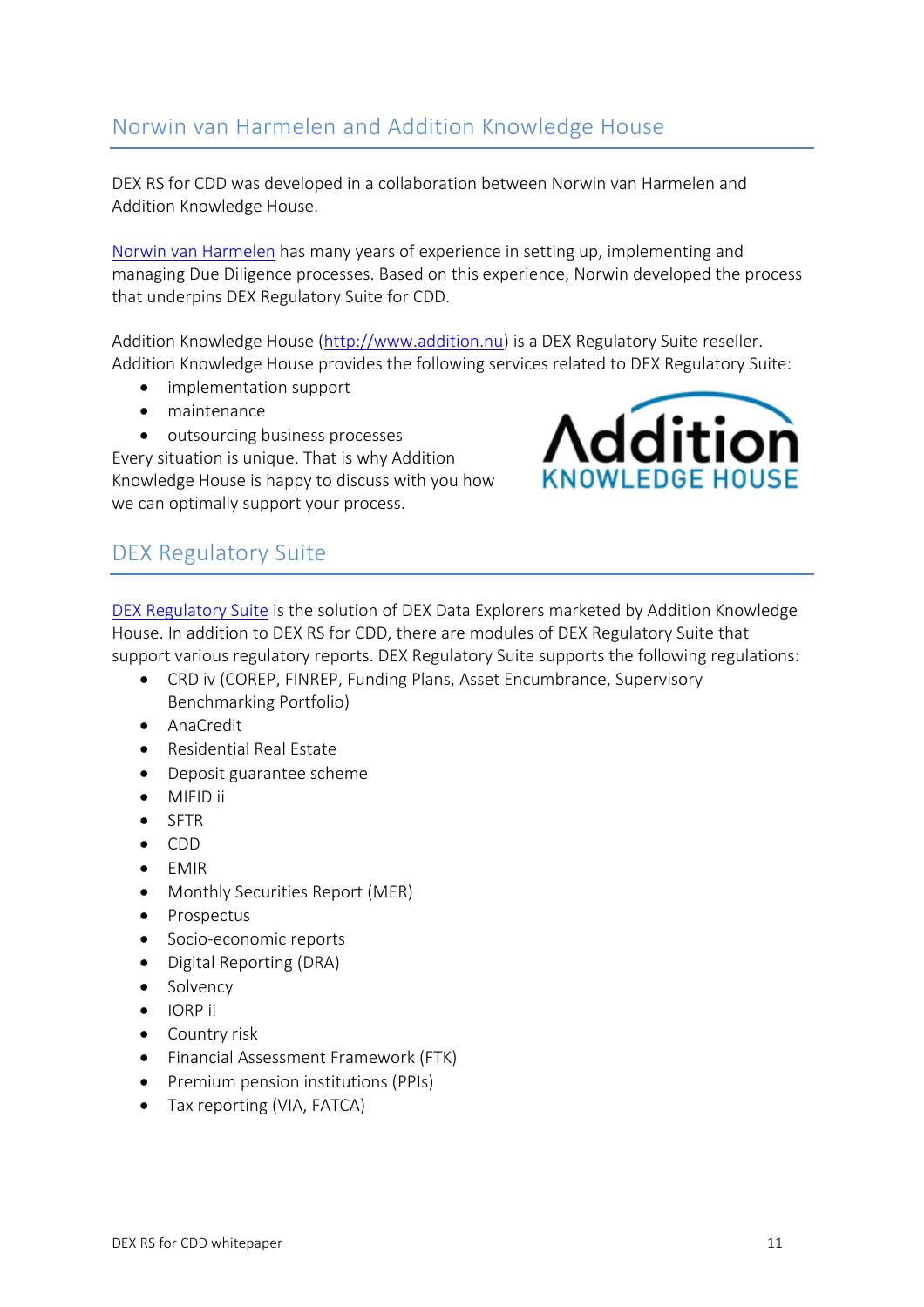## Norwin van Harmelen and Addition Knowledge House

DEX RS for CDD was developed in a collaboration between Norwin van Harmelen and Addition Knowledge House.

Norwin van Harmelen has many years of experience in setting up, implementing and managing Due Diligence processes. Based on this experience, Norwin developed the process that underpins DEX Regulatory Suite for CDD.

Addition Knowledge House (http://www.addition.nu) is a DEX Regulatory Suite reseller. Addition Knowledge House provides the following services related to DEX Regulatory Suite:

- implementation support
- maintenance
- outsourcing business processes

Every situation is unique. That is why Addition Knowledge House is happy to discuss with you how we can optimally support your process.

## DEX Regulatory Suite

DEX Regulatory Suite is the solution of DEX Data Explorers marketed by Addition Knowledge House. In addition to DEX RS for CDD, there are modules of DEX Regulatory Suite that support various regulatory reports. DEX Regulatory Suite supports the following regulations:

- CRD iv (COREP, FINREP, Funding Plans, Asset Encumbrance, Supervisory Benchmarking Portfolio)
- AnaCredit
- Residential Real Estate
- Deposit guarantee scheme
- MIFID ii
- SFTR
- CDD
- EMIR
- Monthly Securities Report (MER)
- Prospectus
- Socio-economic reports
- Digital Reporting (DRA)
- Solvency
- IORP ii
- Country risk
- Financial Assessment Framework (FTK)
- Premium pension institutions (PPIs)
- Tax reporting (VIA, FATCA)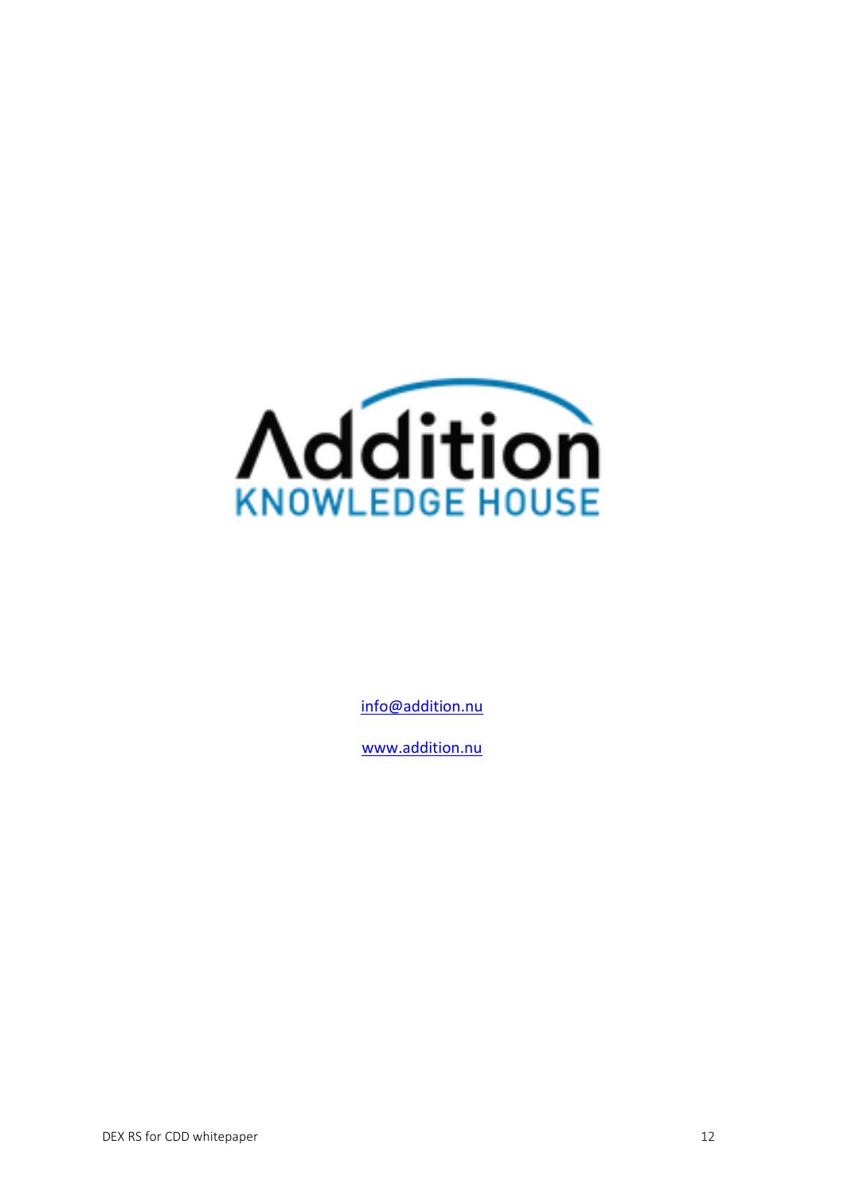Addition
KNOWLEDGE HOUSE

info@addition.nu

www.addition.nu